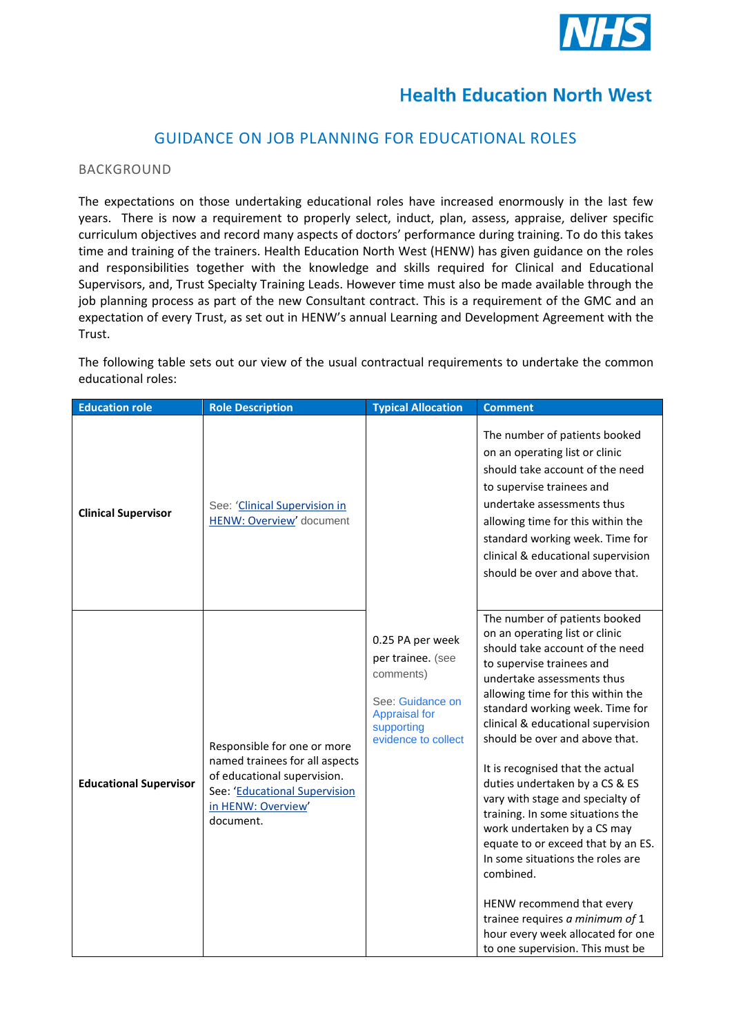# Health Education North West

## GUIDANCE ON JOB PLANNING FOR EDUCATIONAL ROLES

### BACKGROUND

The expectations on those undertaking educational roles have increased enormously in the last few years. There is now a requirement to properly select, induct, plan, assess, appraise, deliver specific curriculum objectives and record many aspects of doctors' performance during training. To do this takes time and training of the trainers. Health Education North West (HENW) has given guidance on the roles and responsibilities together with the knowledge and skills required for Clinical and Educational Supervisors, and, Trust Specialty Training Leads. However time must also be made available through the job planning process as part of the new Consultant contract. This is a requirement of the GMC and an expectation of every Trust, as set out in HENW's annual Learning and Development Agreement with the Trust.

The following table sets out our view of the usual contractual requirements to undertake the common educational roles:

| Education role | Role Description | Typical Allocation | Comment |
|---|---|---|---|
| **Clinical Supervisor** | See: 'Clinical Supervision in HENW: Overview' document | 0.25 PA per week per trainee. (see comments)<br><br>See: Guidance on Appraisal for supporting evidence to collect | The number of patients booked on an operating list or clinic should take account of the need to supervise trainees and undertake assessments thus allowing time for this within the standard working week. Time for clinical & educational supervision should be over and above that. |
| **Educational Supervisor** | Responsible for one or more named trainees for all aspects of educational supervision. See: 'Educational Supervision in HENW: Overview' document. | | The number of patients booked on an operating list or clinic should take account of the need to supervise trainees and undertake assessments thus allowing time for this within the standard working week. Time for clinical & educational supervision should be over and above that.<br><br>It is recognised that the actual duties undertaken by a CS & ES vary with stage and specialty of training. In some situations the work undertaken by a CS may equate to or exceed that by an ES. In some situations the roles are combined.<br><br>HENW recommend that every trainee requires *a minimum of* 1 hour every week allocated for one to one supervision. This must be |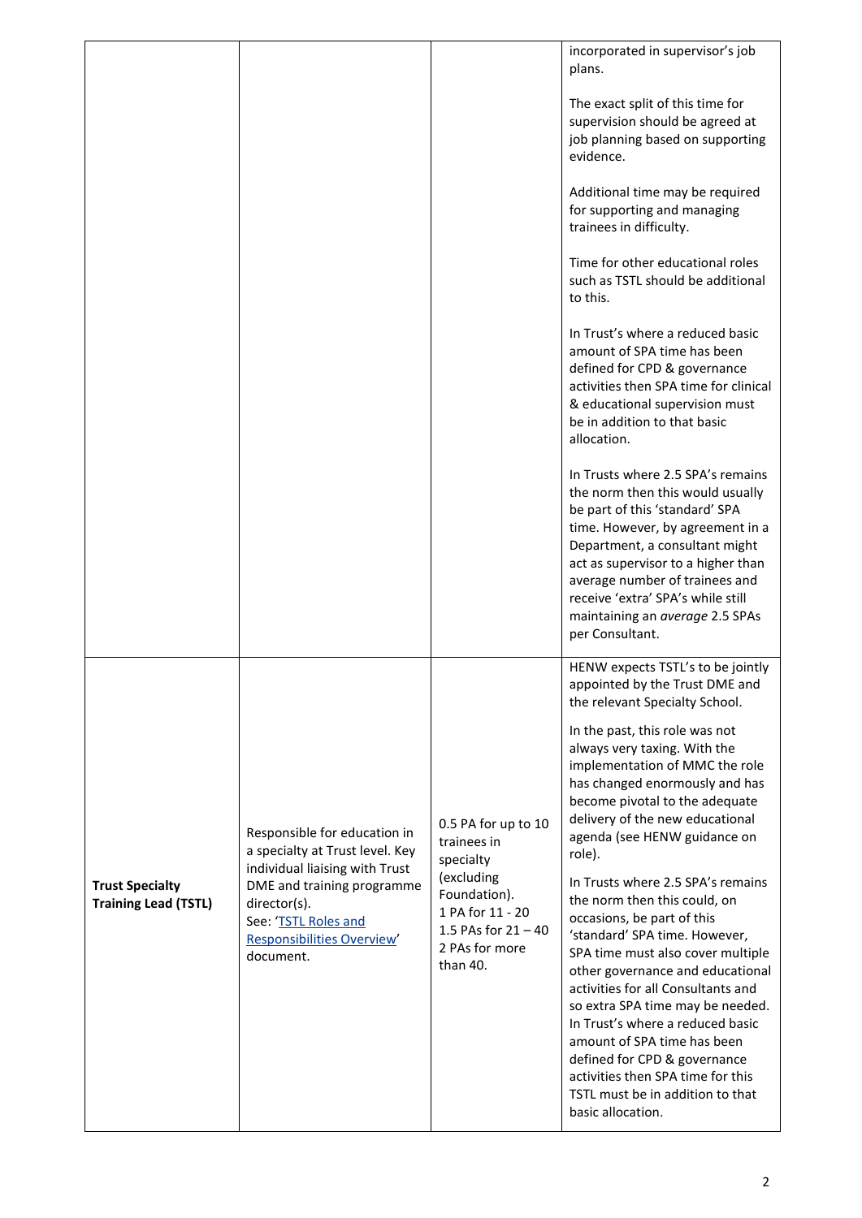| | | | |
|---|---|---|---|
| | | | incorporated in supervisor's job plans.<br><br>The exact split of this time for supervision should be agreed at job planning based on supporting evidence.<br><br>Additional time may be required for supporting and managing trainees in difficulty.<br><br>Time for other educational roles such as TSTL should be additional to this.<br><br>In Trust's where a reduced basic amount of SPA time has been defined for CPD & governance activities then SPA time for clinical & educational supervision must be in addition to that basic allocation.<br><br>In Trusts where 2.5 SPA's remains the norm then this would usually be part of this 'standard' SPA time. However, by agreement in a Department, a consultant might act as supervisor to a higher than average number of trainees and receive 'extra' SPA's while still maintaining an *average* 2.5 SPAs per Consultant. |
| **Trust Specialty Training Lead (TSTL)** | Responsible for education in a specialty at Trust level. Key individual liaising with Trust DME and training programme director(s).<br>See: '[TSTL Roles and Responsibilities Overview]' document. | 0.5 PA for up to 10 trainees in specialty (excluding Foundation).<br>1 PA for 11 - 20<br>1.5 PAs for 21 – 40<br>2 PAs for more than 40. | HENW expects TSTL's to be jointly appointed by the Trust DME and the relevant Specialty School.<br><br>In the past, this role was not always very taxing. With the implementation of MMC the role has changed enormously and has become pivotal to the adequate delivery of the new educational agenda (see HENW guidance on role).<br><br>In Trusts where 2.5 SPA's remains the norm then this could, on occasions, be part of this 'standard' SPA time. However, SPA time must also cover multiple other governance and educational activities for all Consultants and so extra SPA time may be needed. In Trust's where a reduced basic amount of SPA time has been defined for CPD & governance activities then SPA time for this TSTL must be in addition to that basic allocation. |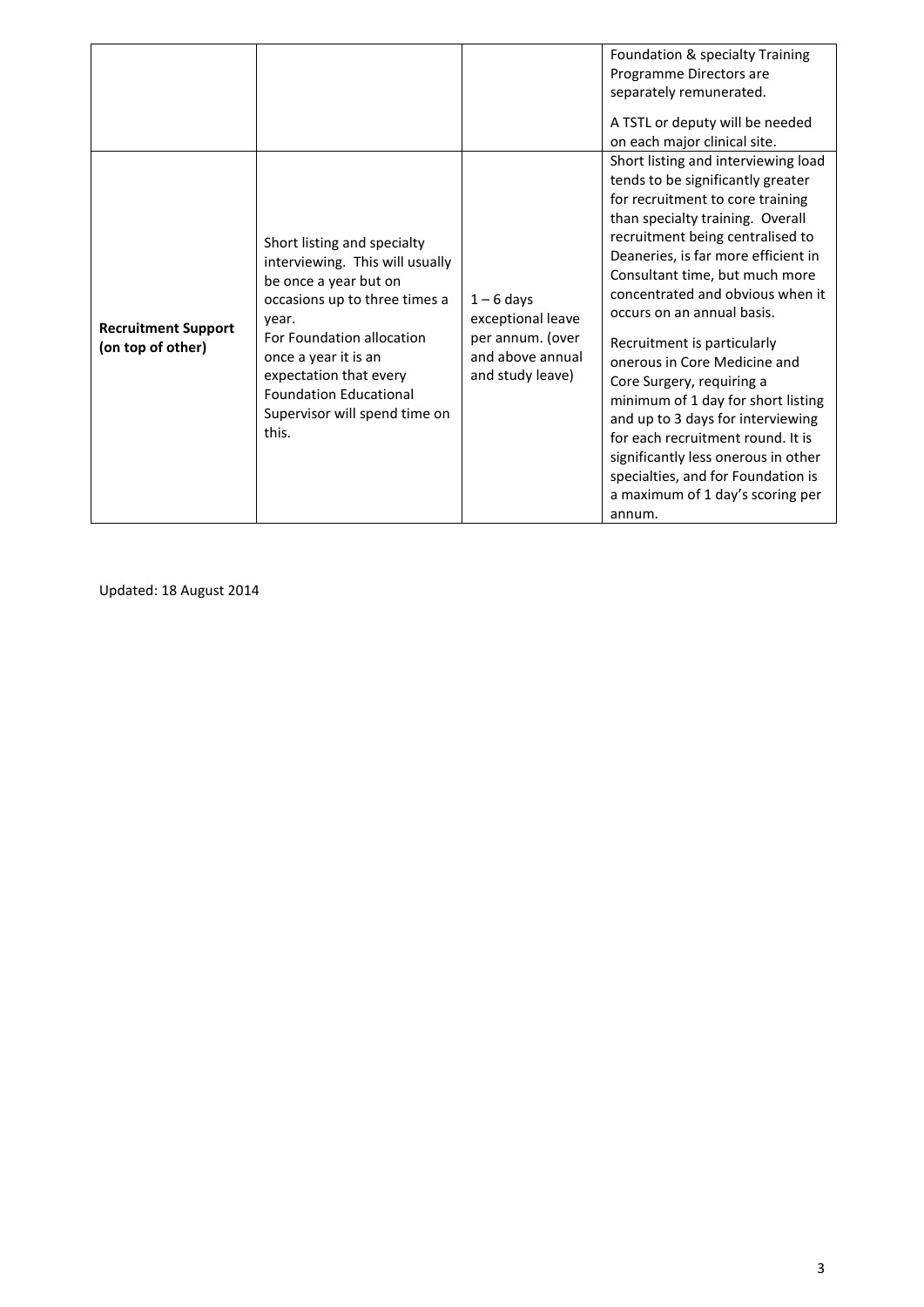| | | | |
|---|---|---|---|
| | | | Foundation & specialty Training Programme Directors are separately remunerated.<br><br>A TSTL or deputy will be needed on each major clinical site. |
| **Recruitment Support (on top of other)** | Short listing and specialty interviewing. This will usually be once a year but on occasions up to three times a year.<br>For Foundation allocation once a year it is an expectation that every Foundation Educational Supervisor will spend time on this. | 1 – 6 days exceptional leave per annum. (over and above annual and study leave) | Short listing and interviewing load tends to be significantly greater for recruitment to core training than specialty training. Overall recruitment being centralised to Deaneries, is far more efficient in Consultant time, but much more concentrated and obvious when it occurs on an annual basis.<br><br>Recruitment is particularly onerous in Core Medicine and Core Surgery, requiring a minimum of 1 day for short listing and up to 3 days for interviewing for each recruitment round. It is significantly less onerous in other specialties, and for Foundation is a maximum of 1 day's scoring per annum. |

Updated: 18 August 2014